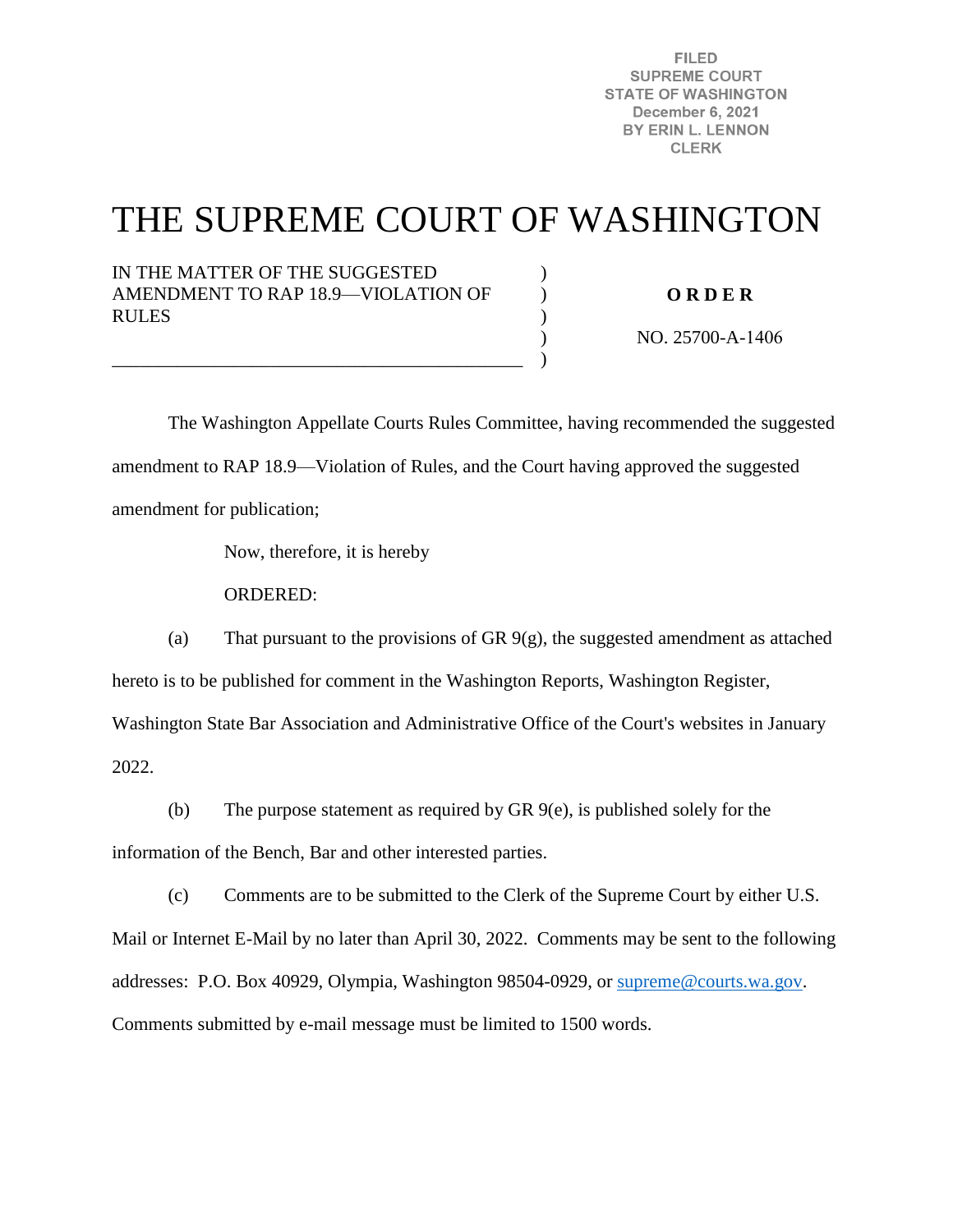FILED
SUPREME COURT
STATE OF WASHINGTON
December 6, 2021
BY ERIN L. LENNON
CLERK

# THE SUPREME COURT OF WASHINGTON

IN THE MATTER OF THE SUGGESTED AMENDMENT TO RAP 18.9—VIOLATION OF RULES

**O R D E R**

NO. 25700-A-1406

The Washington Appellate Courts Rules Committee, having recommended the suggested amendment to RAP 18.9—Violation of Rules, and the Court having approved the suggested amendment for publication;

Now, therefore, it is hereby

ORDERED:

(a) That pursuant to the provisions of GR 9(g), the suggested amendment as attached hereto is to be published for comment in the Washington Reports, Washington Register, Washington State Bar Association and Administrative Office of the Court's websites in January 2022.

(b) The purpose statement as required by GR 9(e), is published solely for the information of the Bench, Bar and other interested parties.

(c) Comments are to be submitted to the Clerk of the Supreme Court by either U.S. Mail or Internet E-Mail by no later than April 30, 2022. Comments may be sent to the following addresses: P.O. Box 40929, Olympia, Washington 98504-0929, or supreme@courts.wa.gov. Comments submitted by e-mail message must be limited to 1500 words.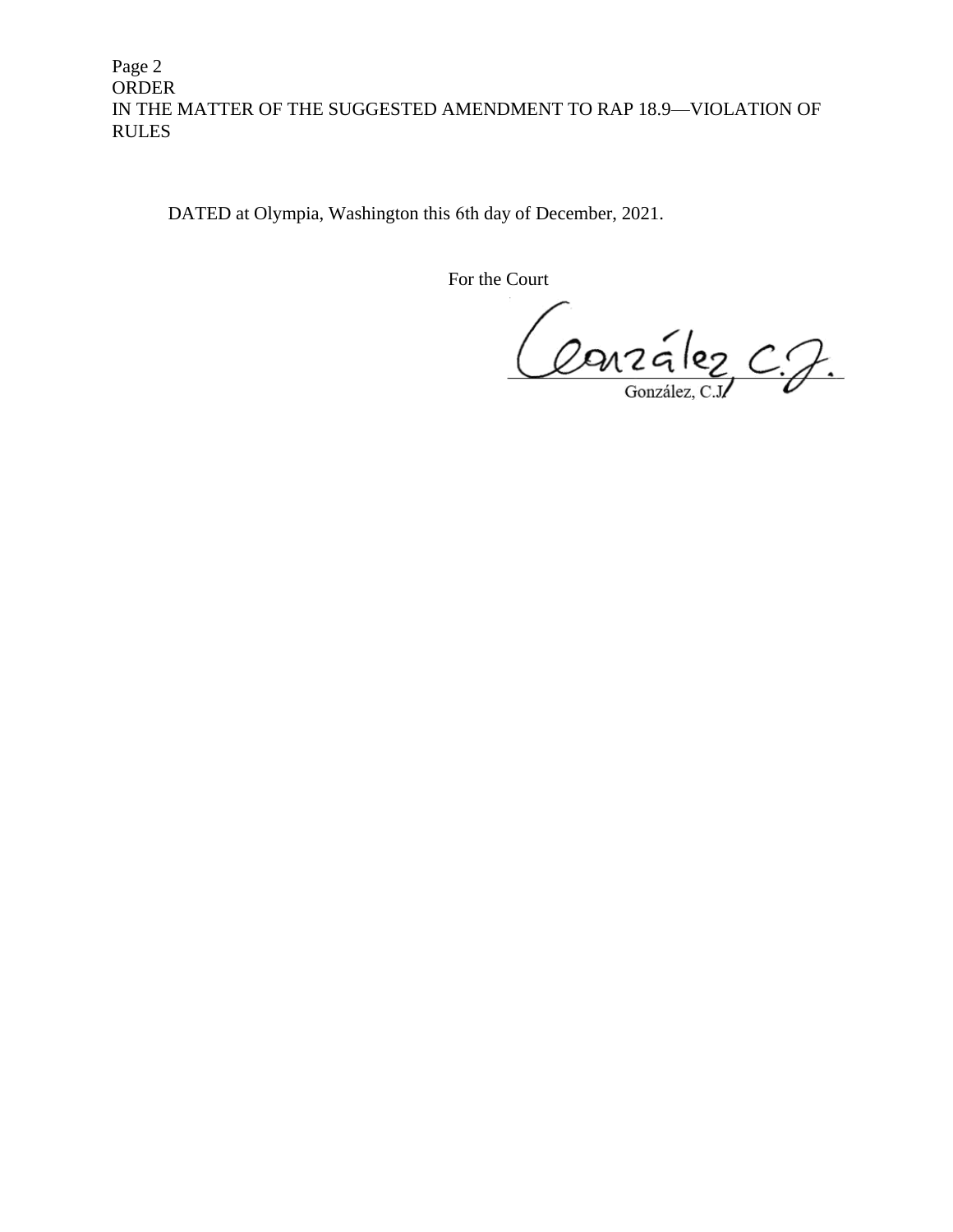DATED at Olympia, Washington this 6th day of December, 2021.

For the Court

González, C.J.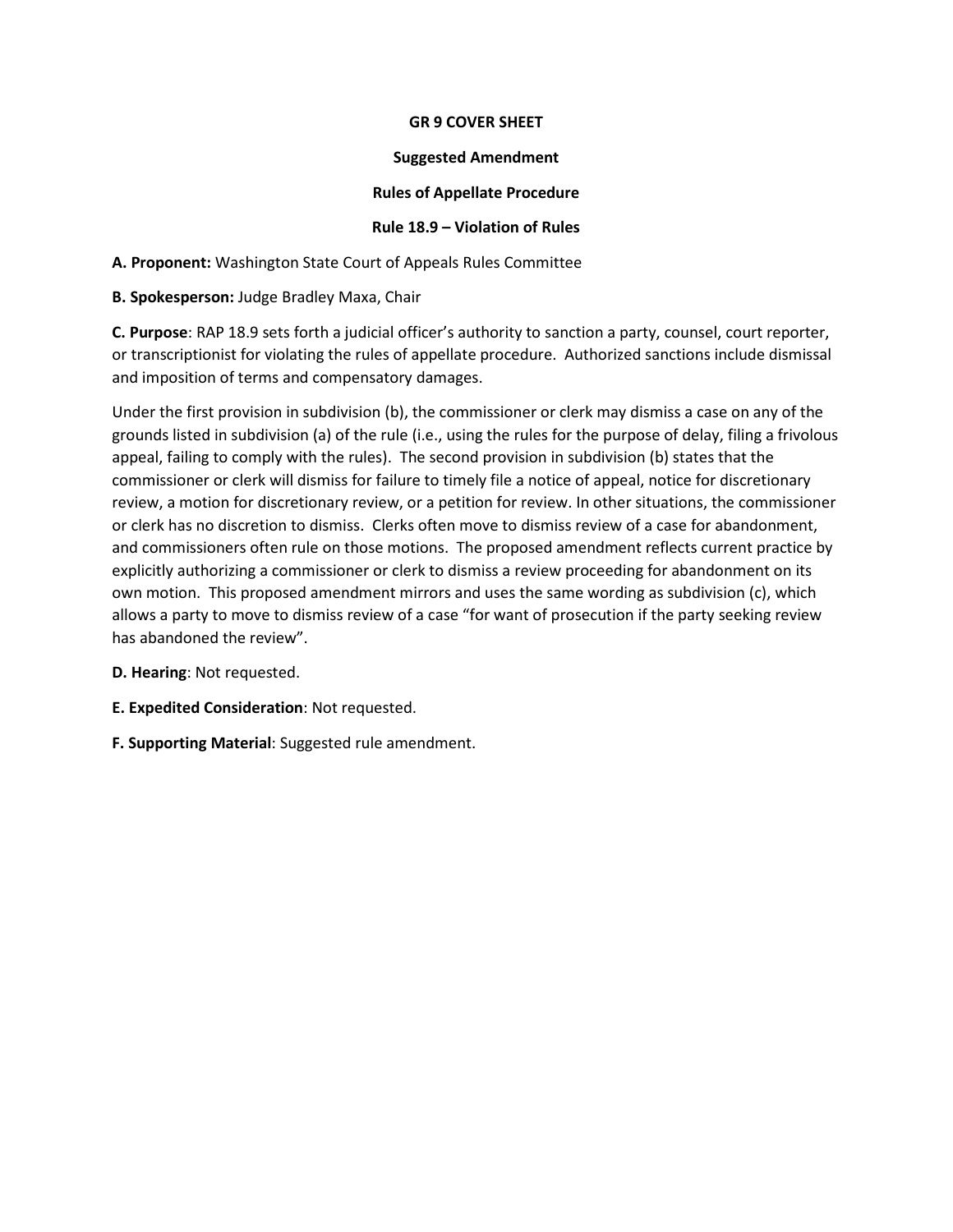**GR 9 COVER SHEET**

**Suggested Amendment**

**Rules of Appellate Procedure**

**Rule 18.9 – Violation of Rules**

**A. Proponent:** Washington State Court of Appeals Rules Committee

**B. Spokesperson:** Judge Bradley Maxa, Chair

**C. Purpose**: RAP 18.9 sets forth a judicial officer's authority to sanction a party, counsel, court reporter, or transcriptionist for violating the rules of appellate procedure. Authorized sanctions include dismissal and imposition of terms and compensatory damages.

Under the first provision in subdivision (b), the commissioner or clerk may dismiss a case on any of the grounds listed in subdivision (a) of the rule (i.e., using the rules for the purpose of delay, filing a frivolous appeal, failing to comply with the rules). The second provision in subdivision (b) states that the commissioner or clerk will dismiss for failure to timely file a notice of appeal, notice for discretionary review, a motion for discretionary review, or a petition for review. In other situations, the commissioner or clerk has no discretion to dismiss. Clerks often move to dismiss review of a case for abandonment, and commissioners often rule on those motions. The proposed amendment reflects current practice by explicitly authorizing a commissioner or clerk to dismiss a review proceeding for abandonment on its own motion. This proposed amendment mirrors and uses the same wording as subdivision (c), which allows a party to move to dismiss review of a case "for want of prosecution if the party seeking review has abandoned the review".

**D. Hearing**: Not requested.

**E. Expedited Consideration**: Not requested.

**F. Supporting Material**: Suggested rule amendment.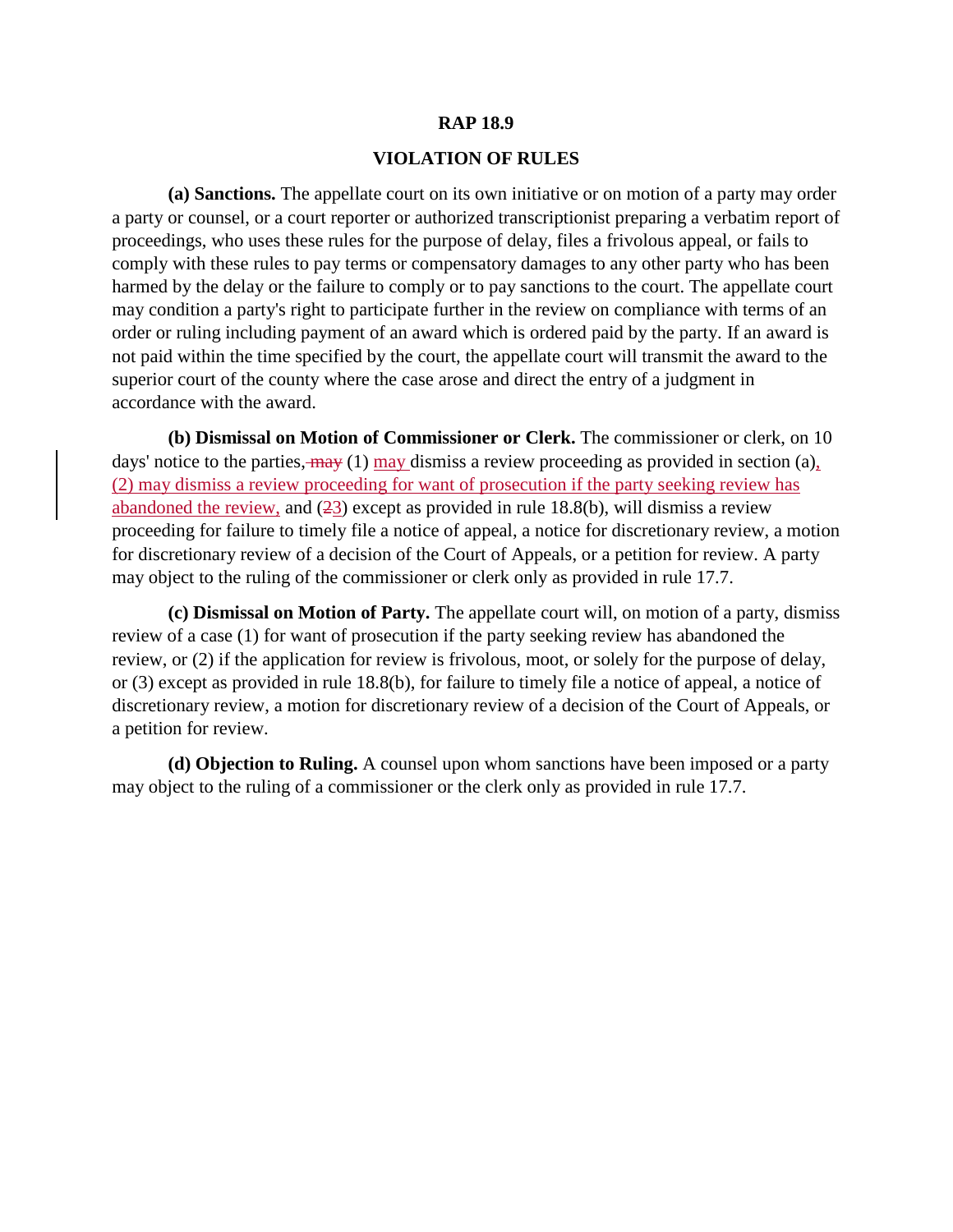**RAP 18.9**

**VIOLATION OF RULES**

**(a) Sanctions.** The appellate court on its own initiative or on motion of a party may order a party or counsel, or a court reporter or authorized transcriptionist preparing a verbatim report of proceedings, who uses these rules for the purpose of delay, files a frivolous appeal, or fails to comply with these rules to pay terms or compensatory damages to any other party who has been harmed by the delay or the failure to comply or to pay sanctions to the court. The appellate court may condition a party's right to participate further in the review on compliance with terms of an order or ruling including payment of an award which is ordered paid by the party. If an award is not paid within the time specified by the court, the appellate court will transmit the award to the superior court of the county where the case arose and direct the entry of a judgment in accordance with the award.

**(b) Dismissal on Motion of Commissioner or Clerk.** The commissioner or clerk, on 10 days' notice to the parties, ~~may~~ (1) <u>may</u> dismiss a review proceeding as provided in section (a)<u>, (2) may dismiss a review proceeding for want of prosecution if the party seeking review has abandoned the review,</u> and (~~2~~<u>3</u>) except as provided in rule 18.8(b), will dismiss a review proceeding for failure to timely file a notice of appeal, a notice for discretionary review, a motion for discretionary review of a decision of the Court of Appeals, or a petition for review. A party may object to the ruling of the commissioner or clerk only as provided in rule 17.7.

**(c) Dismissal on Motion of Party.** The appellate court will, on motion of a party, dismiss review of a case (1) for want of prosecution if the party seeking review has abandoned the review, or (2) if the application for review is frivolous, moot, or solely for the purpose of delay, or (3) except as provided in rule 18.8(b), for failure to timely file a notice of appeal, a notice of discretionary review, a motion for discretionary review of a decision of the Court of Appeals, or a petition for review.

**(d) Objection to Ruling.** A counsel upon whom sanctions have been imposed or a party may object to the ruling of a commissioner or the clerk only as provided in rule 17.7.